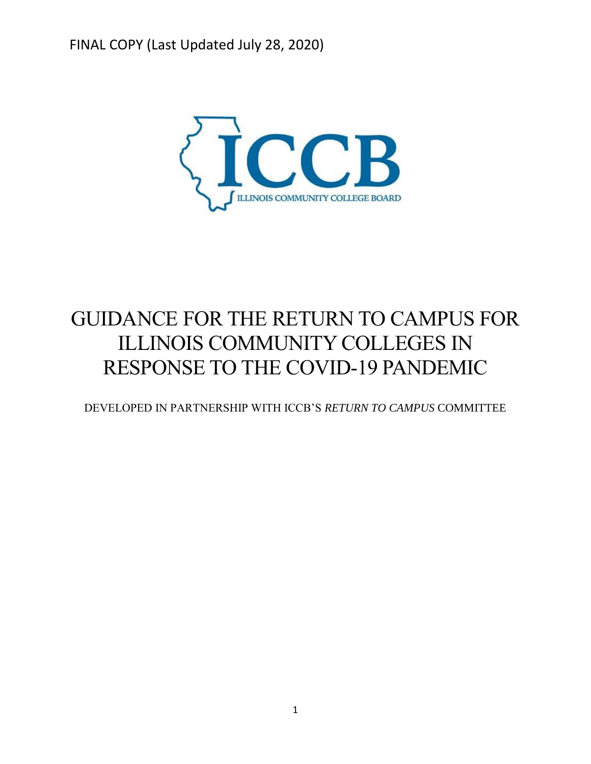FINAL COPY (Last Updated July 28, 2020)

ICCB

ILLINOIS COMMUNITY COLLEGE BOARD

# GUIDANCE FOR THE RETURN TO CAMPUS FOR ILLINOIS COMMUNITY COLLEGES IN RESPONSE TO THE COVID-19 PANDEMIC

DEVELOPED IN PARTNERSHIP WITH ICCB'S *RETURN TO CAMPUS* COMMITTEE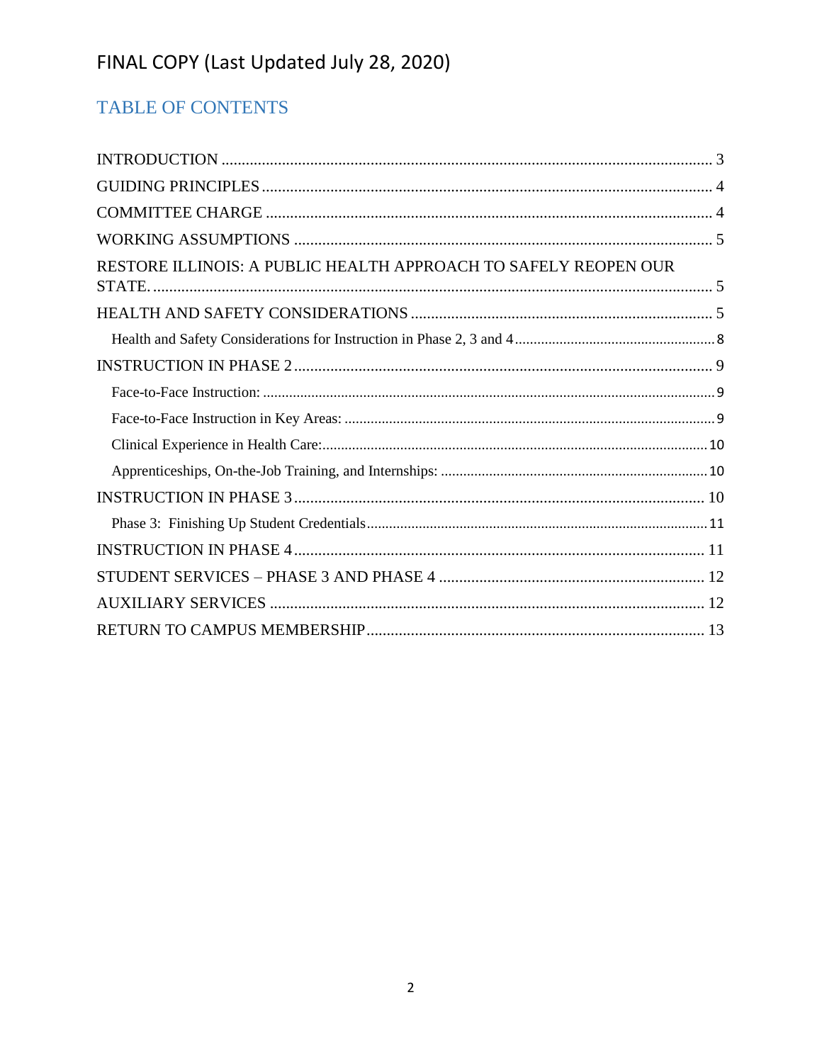# FINAL COPY (Last Updated July 28, 2020)

## TABLE OF CONTENTS

INTRODUCTION ........................................................................................................................ 3

GUIDING PRINCIPLES ............................................................................................................. 4

COMMITTEE CHARGE ............................................................................................................. 4

WORKING ASSUMPTIONS ...................................................................................................... 5

RESTORE ILLINOIS: A PUBLIC HEALTH APPROACH TO SAFELY REOPEN OUR STATE. ......................................................................................................................................... 5

HEALTH AND SAFETY CONSIDERATIONS ........................................................................... 5

- Health and Safety Considerations for Instruction in Phase 2, 3 and 4 ...................................... 8

INSTRUCTION IN PHASE 2 ...................................................................................................... 9

- Face-to-Face Instruction: ......................................................................................................... 9
- Face-to-Face Instruction in Key Areas: .................................................................................... 9
- Clinical Experience in Health Care: ......................................................................................... 10
- Apprenticeships, On-the-Job Training, and Internships: ......................................................... 10

INSTRUCTION IN PHASE 3 ...................................................................................................... 10

- Phase 3: Finishing Up Student Credentials .............................................................................. 11

INSTRUCTION IN PHASE 4 ...................................................................................................... 11

STUDENT SERVICES – PHASE 3 AND PHASE 4 .................................................................. 12

AUXILIARY SERVICES ............................................................................................................ 12

RETURN TO CAMPUS MEMBERSHIP .................................................................................... 13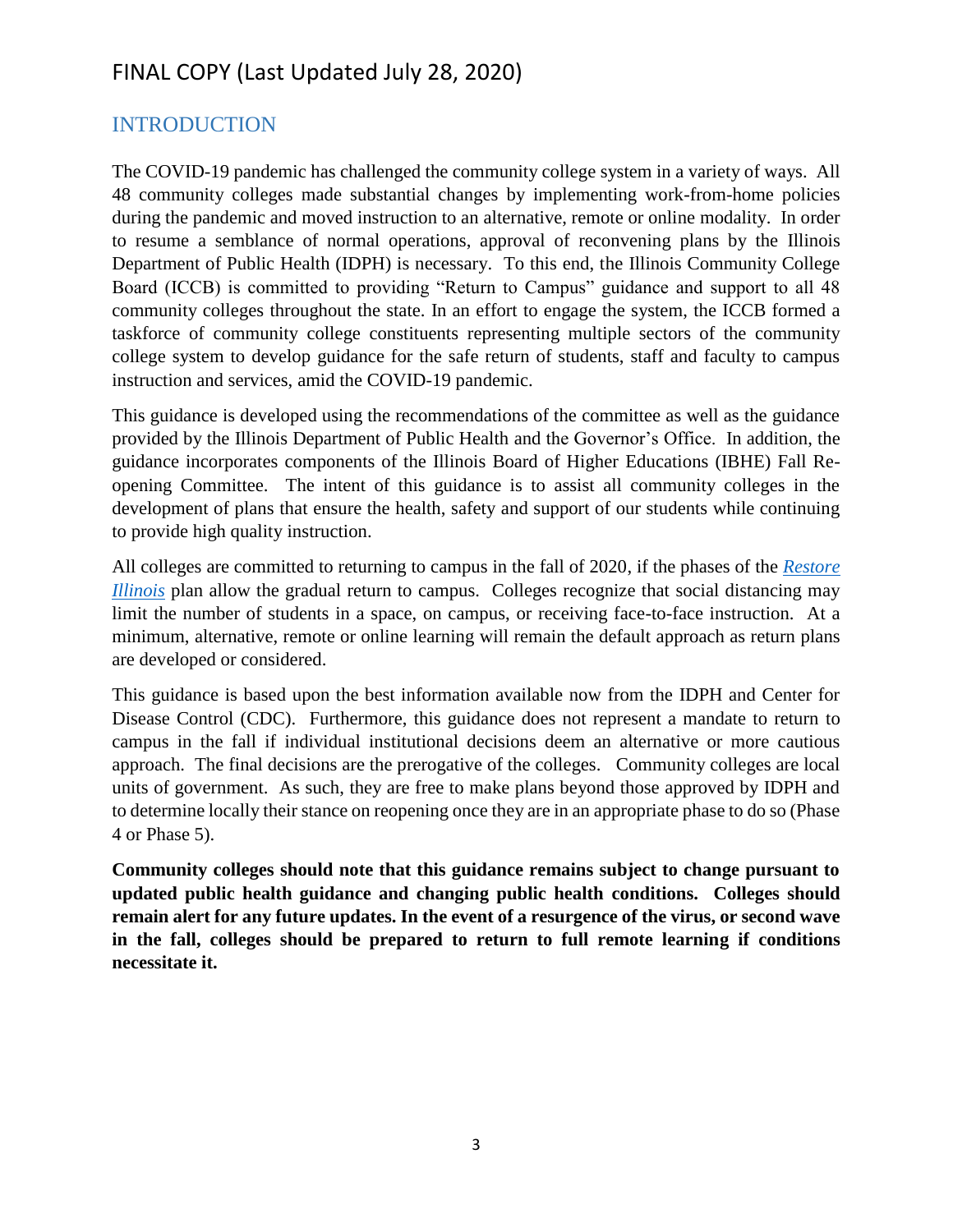# FINAL COPY (Last Updated July 28, 2020)

## INTRODUCTION

The COVID-19 pandemic has challenged the community college system in a variety of ways. All 48 community colleges made substantial changes by implementing work-from-home policies during the pandemic and moved instruction to an alternative, remote or online modality. In order to resume a semblance of normal operations, approval of reconvening plans by the Illinois Department of Public Health (IDPH) is necessary. To this end, the Illinois Community College Board (ICCB) is committed to providing "Return to Campus" guidance and support to all 48 community colleges throughout the state. In an effort to engage the system, the ICCB formed a taskforce of community college constituents representing multiple sectors of the community college system to develop guidance for the safe return of students, staff and faculty to campus instruction and services, amid the COVID-19 pandemic.

This guidance is developed using the recommendations of the committee as well as the guidance provided by the Illinois Department of Public Health and the Governor's Office. In addition, the guidance incorporates components of the Illinois Board of Higher Educations (IBHE) Fall Re-opening Committee. The intent of this guidance is to assist all community colleges in the development of plans that ensure the health, safety and support of our students while continuing to provide high quality instruction.

All colleges are committed to returning to campus in the fall of 2020, if the phases of the *Restore Illinois* plan allow the gradual return to campus. Colleges recognize that social distancing may limit the number of students in a space, on campus, or receiving face-to-face instruction. At a minimum, alternative, remote or online learning will remain the default approach as return plans are developed or considered.

This guidance is based upon the best information available now from the IDPH and Center for Disease Control (CDC). Furthermore, this guidance does not represent a mandate to return to campus in the fall if individual institutional decisions deem an alternative or more cautious approach. The final decisions are the prerogative of the colleges. Community colleges are local units of government. As such, they are free to make plans beyond those approved by IDPH and to determine locally their stance on reopening once they are in an appropriate phase to do so (Phase 4 or Phase 5).

**Community colleges should note that this guidance remains subject to change pursuant to updated public health guidance and changing public health conditions. Colleges should remain alert for any future updates. In the event of a resurgence of the virus, or second wave in the fall, colleges should be prepared to return to full remote learning if conditions necessitate it.**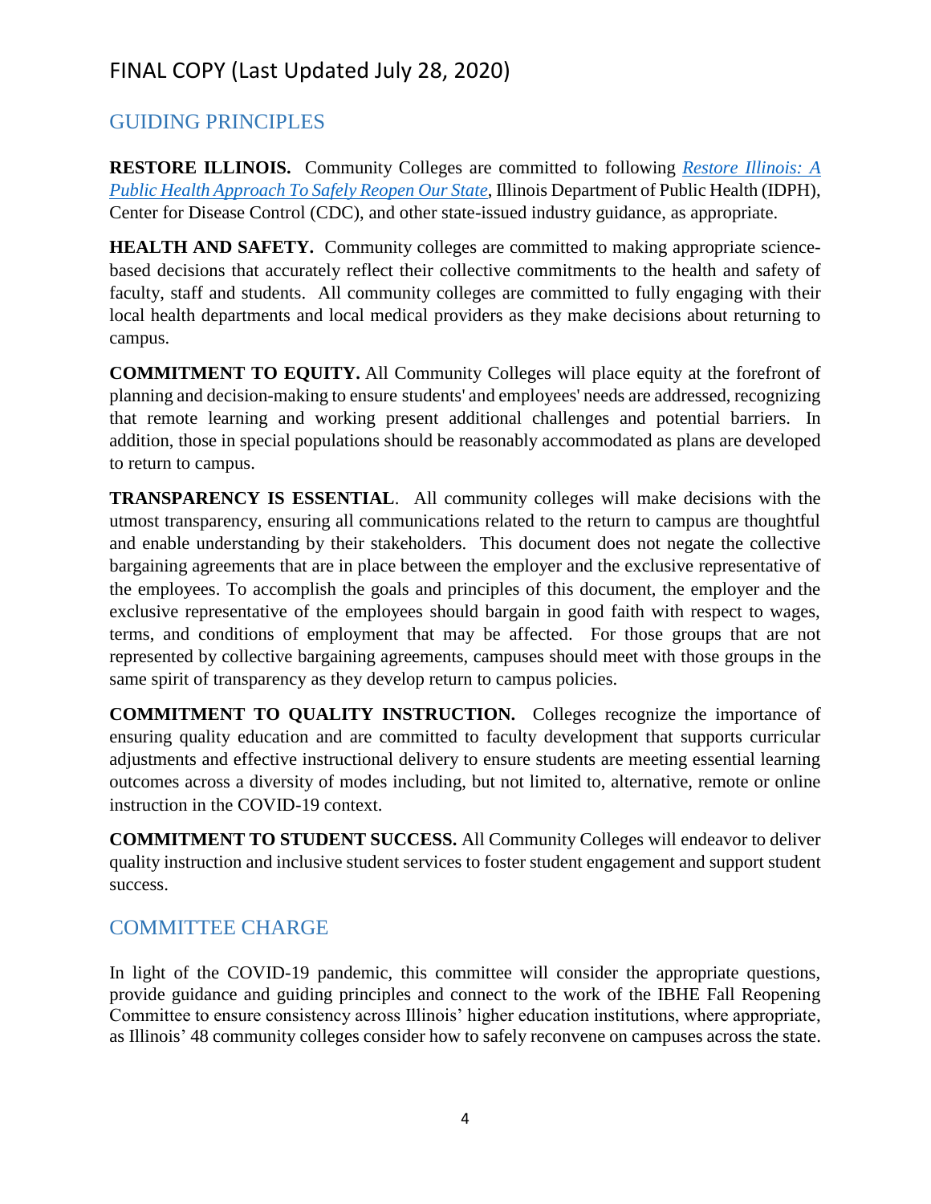## GUIDING PRINCIPLES

**RESTORE ILLINOIS.** Community Colleges are committed to following *Restore Illinois: A Public Health Approach To Safely Reopen Our State*, Illinois Department of Public Health (IDPH), Center for Disease Control (CDC), and other state-issued industry guidance, as appropriate.

**HEALTH AND SAFETY.** Community colleges are committed to making appropriate science-based decisions that accurately reflect their collective commitments to the health and safety of faculty, staff and students. All community colleges are committed to fully engaging with their local health departments and local medical providers as they make decisions about returning to campus.

**COMMITMENT TO EQUITY.** All Community Colleges will place equity at the forefront of planning and decision-making to ensure students' and employees' needs are addressed, recognizing that remote learning and working present additional challenges and potential barriers. In addition, those in special populations should be reasonably accommodated as plans are developed to return to campus.

**TRANSPARENCY IS ESSENTIAL**. All community colleges will make decisions with the utmost transparency, ensuring all communications related to the return to campus are thoughtful and enable understanding by their stakeholders. This document does not negate the collective bargaining agreements that are in place between the employer and the exclusive representative of the employees. To accomplish the goals and principles of this document, the employer and the exclusive representative of the employees should bargain in good faith with respect to wages, terms, and conditions of employment that may be affected. For those groups that are not represented by collective bargaining agreements, campuses should meet with those groups in the same spirit of transparency as they develop return to campus policies.

**COMMITMENT TO QUALITY INSTRUCTION.** Colleges recognize the importance of ensuring quality education and are committed to faculty development that supports curricular adjustments and effective instructional delivery to ensure students are meeting essential learning outcomes across a diversity of modes including, but not limited to, alternative, remote or online instruction in the COVID-19 context.

**COMMITMENT TO STUDENT SUCCESS.** All Community Colleges will endeavor to deliver quality instruction and inclusive student services to foster student engagement and support student success.

## COMMITTEE CHARGE

In light of the COVID-19 pandemic, this committee will consider the appropriate questions, provide guidance and guiding principles and connect to the work of the IBHE Fall Reopening Committee to ensure consistency across Illinois' higher education institutions, where appropriate, as Illinois' 48 community colleges consider how to safely reconvene on campuses across the state.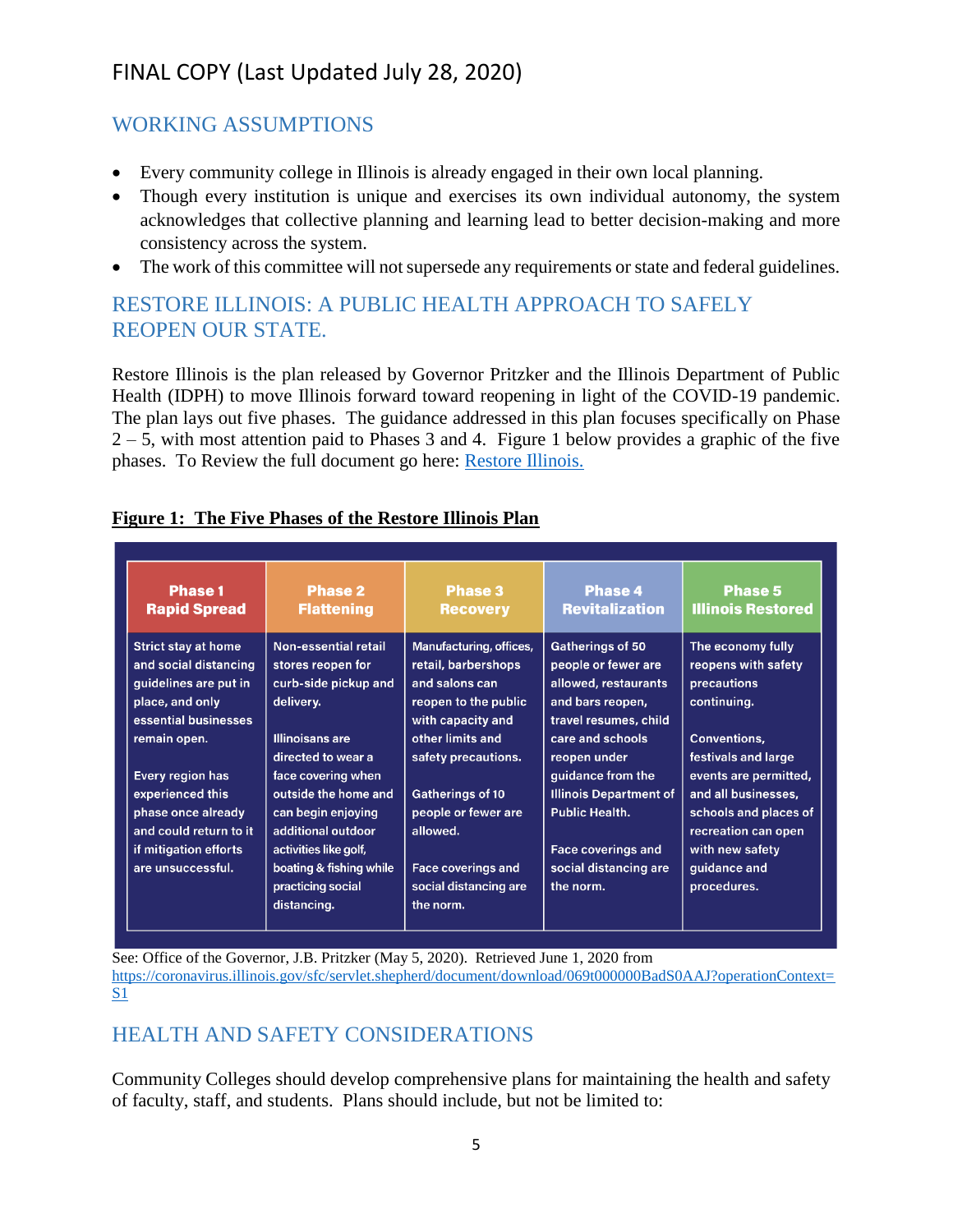FINAL COPY (Last Updated July 28, 2020)

## WORKING ASSUMPTIONS

- Every community college in Illinois is already engaged in their own local planning.
- Though every institution is unique and exercises its own individual autonomy, the system acknowledges that collective planning and learning lead to better decision-making and more consistency across the system.
- The work of this committee will not supersede any requirements or state and federal guidelines.

## RESTORE ILLINOIS: A PUBLIC HEALTH APPROACH TO SAFELY REOPEN OUR STATE.

Restore Illinois is the plan released by Governor Pritzker and the Illinois Department of Public Health (IDPH) to move Illinois forward toward reopening in light of the COVID-19 pandemic. The plan lays out five phases. The guidance addressed in this plan focuses specifically on Phase 2 – 5, with most attention paid to Phases 3 and 4. Figure 1 below provides a graphic of the five phases. To Review the full document go here: [Restore Illinois.](https://coronavirus.illinois.gov/sfc/servlet.shepherd/document/download/069t000000BadS0AAJ?operationContext=S1)

**Figure 1: The Five Phases of the Restore Illinois Plan**

| Phase 1 Rapid Spread | Phase 2 Flattening | Phase 3 Recovery | Phase 4 Revitalization | Phase 5 Illinois Restored |
|---|---|---|---|---|
| Strict stay at home and social distancing guidelines are put in place, and only essential businesses remain open.<br><br>Every region has experienced this phase once already and could return to it if mitigation efforts are unsuccessful. | Non-essential retail stores reopen for curb-side pickup and delivery.<br><br>Illinoisans are directed to wear a face covering when outside the home and can begin enjoying additional outdoor activities like golf, boating & fishing while practicing social distancing. | Manufacturing, offices, retail, barbershops and salons can reopen to the public with capacity and other limits and safety precautions.<br><br>Gatherings of 10 people or fewer are allowed.<br><br>Face coverings and social distancing are the norm. | Gatherings of 50 people or fewer are allowed, restaurants and bars reopen, travel resumes, child care and schools reopen under guidance from the Illinois Department of Public Health.<br><br>Face coverings and social distancing are the norm. | The economy fully reopens with safety precautions continuing.<br><br>Conventions, festivals and large events are permitted, and all businesses, schools and places of recreation can open with new safety guidance and procedures. |

See: Office of the Governor, J.B. Pritzker (May 5, 2020). Retrieved June 1, 2020 from https://coronavirus.illinois.gov/sfc/servlet.shepherd/document/download/069t000000BadS0AAJ?operationContext=S1

## HEALTH AND SAFETY CONSIDERATIONS

Community Colleges should develop comprehensive plans for maintaining the health and safety of faculty, staff, and students. Plans should include, but not be limited to: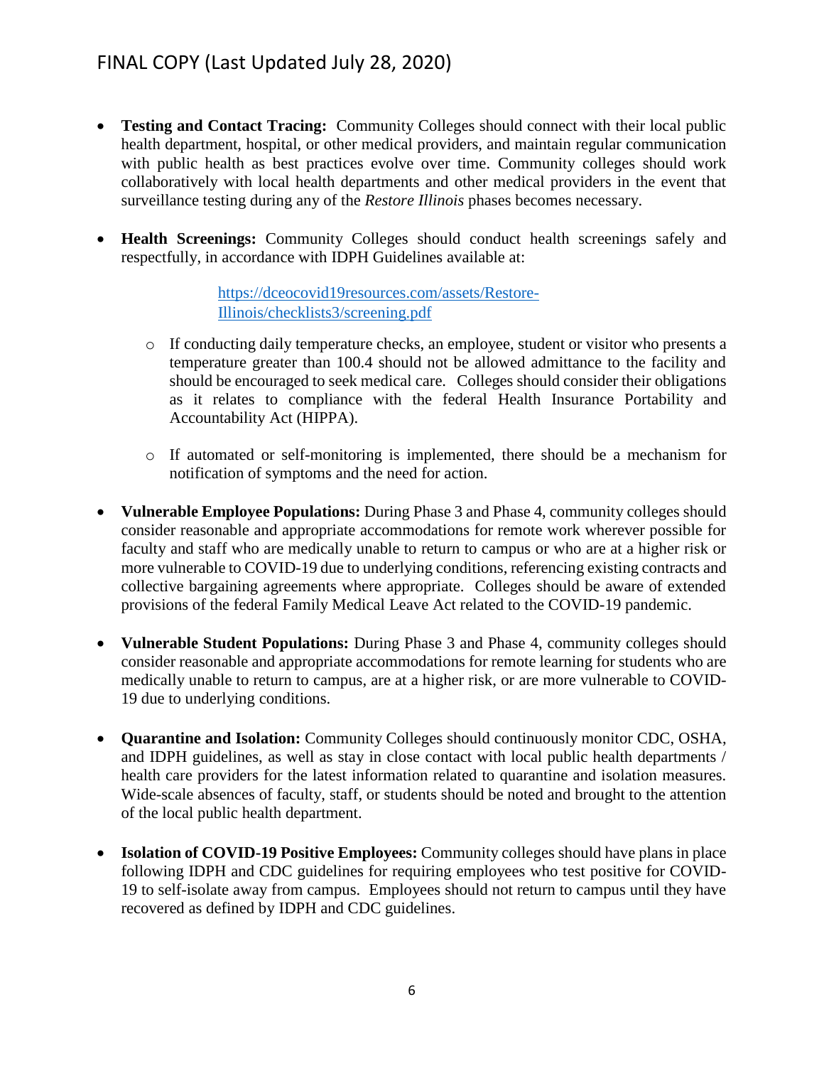- **Testing and Contact Tracing:** Community Colleges should connect with their local public health department, hospital, or other medical providers, and maintain regular communication with public health as best practices evolve over time. Community colleges should work collaboratively with local health departments and other medical providers in the event that surveillance testing during any of the *Restore Illinois* phases becomes necessary.

- **Health Screenings:** Community Colleges should conduct health screenings safely and respectfully, in accordance with IDPH Guidelines available at:

  [https://dceocovid19resources.com/assets/Restore-Illinois/checklists3/screening.pdf](https://dceocovid19resources.com/assets/Restore-Illinois/checklists3/screening.pdf)

  - If conducting daily temperature checks, an employee, student or visitor who presents a temperature greater than 100.4 should not be allowed admittance to the facility and should be encouraged to seek medical care. Colleges should consider their obligations as it relates to compliance with the federal Health Insurance Portability and Accountability Act (HIPPA).

  - If automated or self-monitoring is implemented, there should be a mechanism for notification of symptoms and the need for action.

- **Vulnerable Employee Populations:** During Phase 3 and Phase 4, community colleges should consider reasonable and appropriate accommodations for remote work wherever possible for faculty and staff who are medically unable to return to campus or who are at a higher risk or more vulnerable to COVID-19 due to underlying conditions, referencing existing contracts and collective bargaining agreements where appropriate. Colleges should be aware of extended provisions of the federal Family Medical Leave Act related to the COVID-19 pandemic.

- **Vulnerable Student Populations:** During Phase 3 and Phase 4, community colleges should consider reasonable and appropriate accommodations for remote learning for students who are medically unable to return to campus, are at a higher risk, or are more vulnerable to COVID-19 due to underlying conditions.

- **Quarantine and Isolation:** Community Colleges should continuously monitor CDC, OSHA, and IDPH guidelines, as well as stay in close contact with local public health departments / health care providers for the latest information related to quarantine and isolation measures. Wide-scale absences of faculty, staff, or students should be noted and brought to the attention of the local public health department.

- **Isolation of COVID-19 Positive Employees:** Community colleges should have plans in place following IDPH and CDC guidelines for requiring employees who test positive for COVID-19 to self-isolate away from campus. Employees should not return to campus until they have recovered as defined by IDPH and CDC guidelines.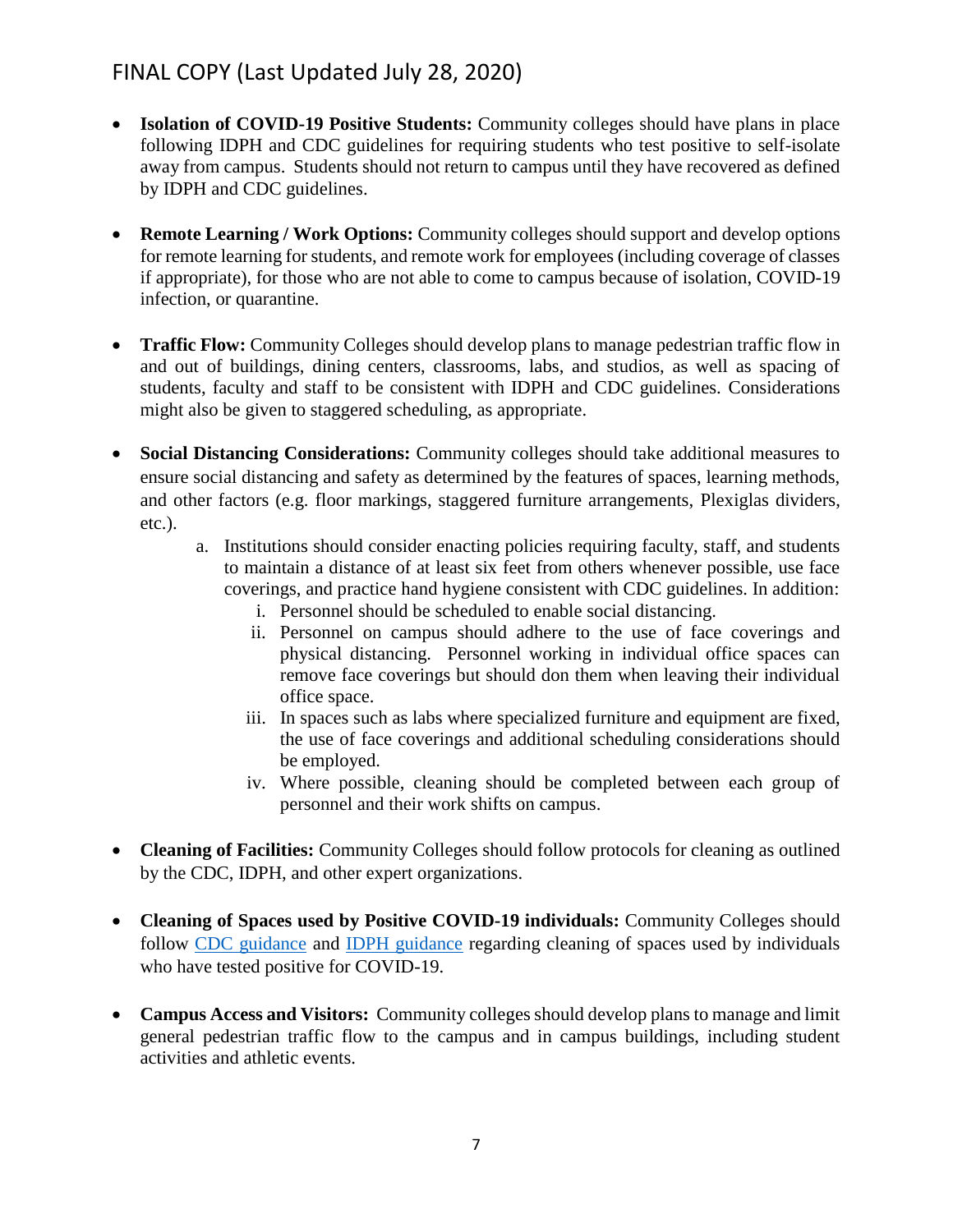- **Isolation of COVID-19 Positive Students:** Community colleges should have plans in place following IDPH and CDC guidelines for requiring students who test positive to self-isolate away from campus. Students should not return to campus until they have recovered as defined by IDPH and CDC guidelines.

- **Remote Learning / Work Options:** Community colleges should support and develop options for remote learning for students, and remote work for employees (including coverage of classes if appropriate), for those who are not able to come to campus because of isolation, COVID-19 infection, or quarantine.

- **Traffic Flow:** Community Colleges should develop plans to manage pedestrian traffic flow in and out of buildings, dining centers, classrooms, labs, and studios, as well as spacing of students, faculty and staff to be consistent with IDPH and CDC guidelines. Considerations might also be given to staggered scheduling, as appropriate.

- **Social Distancing Considerations:** Community colleges should take additional measures to ensure social distancing and safety as determined by the features of spaces, learning methods, and other factors (e.g. floor markings, staggered furniture arrangements, Plexiglas dividers, etc.).
    a. Institutions should consider enacting policies requiring faculty, staff, and students to maintain a distance of at least six feet from others whenever possible, use face coverings, and practice hand hygiene consistent with CDC guidelines. In addition:
        i. Personnel should be scheduled to enable social distancing.
        ii. Personnel on campus should adhere to the use of face coverings and physical distancing. Personnel working in individual office spaces can remove face coverings but should don them when leaving their individual office space.
        iii. In spaces such as labs where specialized furniture and equipment are fixed, the use of face coverings and additional scheduling considerations should be employed.
        iv. Where possible, cleaning should be completed between each group of personnel and their work shifts on campus.

- **Cleaning of Facilities:** Community Colleges should follow protocols for cleaning as outlined by the CDC, IDPH, and other expert organizations.

- **Cleaning of Spaces used by Positive COVID-19 individuals:** Community Colleges should follow CDC guidance and IDPH guidance regarding cleaning of spaces used by individuals who have tested positive for COVID-19.

- **Campus Access and Visitors:** Community colleges should develop plans to manage and limit general pedestrian traffic flow to the campus and in campus buildings, including student activities and athletic events.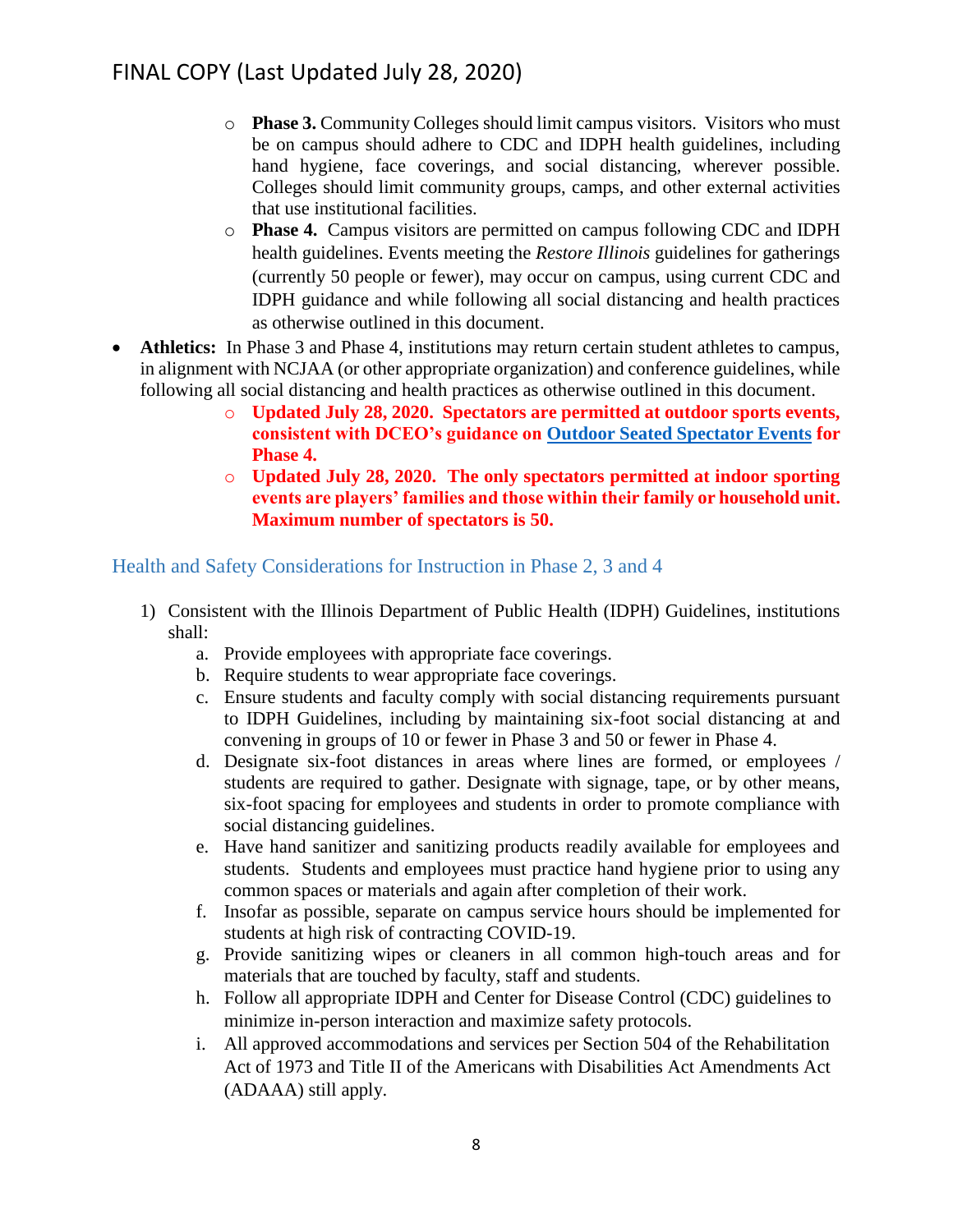- **Phase 3.** Community Colleges should limit campus visitors. Visitors who must be on campus should adhere to CDC and IDPH health guidelines, including hand hygiene, face coverings, and social distancing, wherever possible. Colleges should limit community groups, camps, and other external activities that use institutional facilities.
- **Phase 4.** Campus visitors are permitted on campus following CDC and IDPH health guidelines. Events meeting the *Restore Illinois* guidelines for gatherings (currently 50 people or fewer), may occur on campus, using current CDC and IDPH guidance and while following all social distancing and health practices as otherwise outlined in this document.

- **Athletics:** In Phase 3 and Phase 4, institutions may return certain student athletes to campus, in alignment with NCJAA (or other appropriate organization) and conference guidelines, while following all social distancing and health practices as otherwise outlined in this document.
  - **Updated July 28, 2020. Spectators are permitted at outdoor sports events, consistent with DCEO's guidance on Outdoor Seated Spectator Events for Phase 4.**
  - **Updated July 28, 2020. The only spectators permitted at indoor sporting events are players' families and those within their family or household unit. Maximum number of spectators is 50.**

## Health and Safety Considerations for Instruction in Phase 2, 3 and 4

1) Consistent with the Illinois Department of Public Health (IDPH) Guidelines, institutions shall:
   a. Provide employees with appropriate face coverings.
   b. Require students to wear appropriate face coverings.
   c. Ensure students and faculty comply with social distancing requirements pursuant to IDPH Guidelines, including by maintaining six-foot social distancing at and convening in groups of 10 or fewer in Phase 3 and 50 or fewer in Phase 4.
   d. Designate six-foot distances in areas where lines are formed, or employees / students are required to gather. Designate with signage, tape, or by other means, six-foot spacing for employees and students in order to promote compliance with social distancing guidelines.
   e. Have hand sanitizer and sanitizing products readily available for employees and students. Students and employees must practice hand hygiene prior to using any common spaces or materials and again after completion of their work.
   f. Insofar as possible, separate on campus service hours should be implemented for students at high risk of contracting COVID-19.
   g. Provide sanitizing wipes or cleaners in all common high-touch areas and for materials that are touched by faculty, staff and students.
   h. Follow all appropriate IDPH and Center for Disease Control (CDC) guidelines to minimize in-person interaction and maximize safety protocols.
   i. All approved accommodations and services per Section 504 of the Rehabilitation Act of 1973 and Title II of the Americans with Disabilities Act Amendments Act (ADAAA) still apply.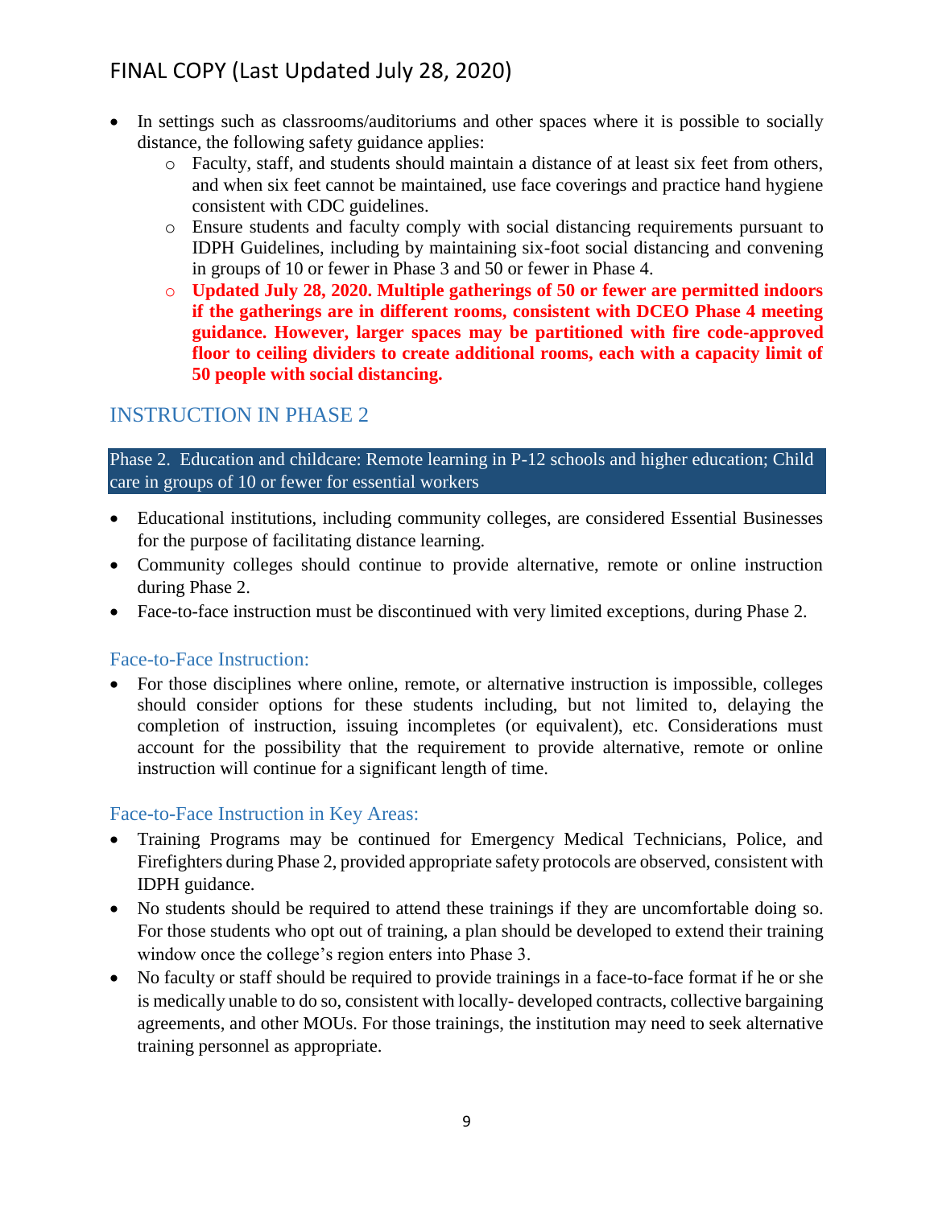- In settings such as classrooms/auditoriums and other spaces where it is possible to socially distance, the following safety guidance applies:
    - Faculty, staff, and students should maintain a distance of at least six feet from others, and when six feet cannot be maintained, use face coverings and practice hand hygiene consistent with CDC guidelines.
    - Ensure students and faculty comply with social distancing requirements pursuant to IDPH Guidelines, including by maintaining six-foot social distancing and convening in groups of 10 or fewer in Phase 3 and 50 or fewer in Phase 4.
    - **Updated July 28, 2020. Multiple gatherings of 50 or fewer are permitted indoors if the gatherings are in different rooms, consistent with DCEO Phase 4 meeting guidance. However, larger spaces may be partitioned with fire code-approved floor to ceiling dividers to create additional rooms, each with a capacity limit of 50 people with social distancing.**

## INSTRUCTION IN PHASE 2

Phase 2. Education and childcare: Remote learning in P-12 schools and higher education; Child care in groups of 10 or fewer for essential workers

- Educational institutions, including community colleges, are considered Essential Businesses for the purpose of facilitating distance learning.
- Community colleges should continue to provide alternative, remote or online instruction during Phase 2.
- Face-to-face instruction must be discontinued with very limited exceptions, during Phase 2.

### Face-to-Face Instruction:

- For those disciplines where online, remote, or alternative instruction is impossible, colleges should consider options for these students including, but not limited to, delaying the completion of instruction, issuing incompletes (or equivalent), etc. Considerations must account for the possibility that the requirement to provide alternative, remote or online instruction will continue for a significant length of time.

### Face-to-Face Instruction in Key Areas:

- Training Programs may be continued for Emergency Medical Technicians, Police, and Firefighters during Phase 2, provided appropriate safety protocols are observed, consistent with IDPH guidance.
- No students should be required to attend these trainings if they are uncomfortable doing so. For those students who opt out of training, a plan should be developed to extend their training window once the college's region enters into Phase 3.
- No faculty or staff should be required to provide trainings in a face-to-face format if he or she is medically unable to do so, consistent with locally- developed contracts, collective bargaining agreements, and other MOUs. For those trainings, the institution may need to seek alternative training personnel as appropriate.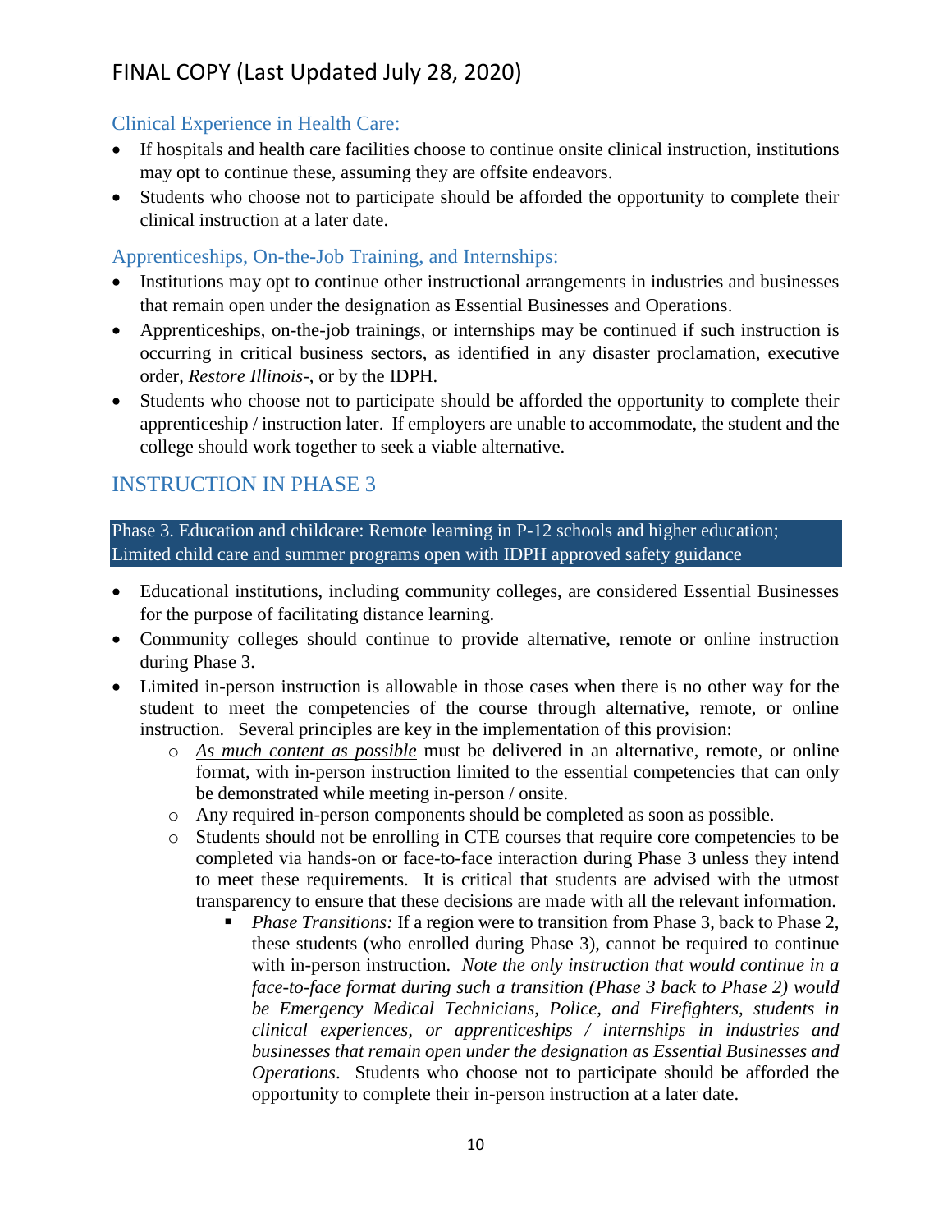### Clinical Experience in Health Care:

- If hospitals and health care facilities choose to continue onsite clinical instruction, institutions may opt to continue these, assuming they are offsite endeavors.
- Students who choose not to participate should be afforded the opportunity to complete their clinical instruction at a later date.

### Apprenticeships, On-the-Job Training, and Internships:

- Institutions may opt to continue other instructional arrangements in industries and businesses that remain open under the designation as Essential Businesses and Operations.
- Apprenticeships, on-the-job trainings, or internships may be continued if such instruction is occurring in critical business sectors, as identified in any disaster proclamation, executive order, *Restore Illinois-*, or by the IDPH.
- Students who choose not to participate should be afforded the opportunity to complete their apprenticeship / instruction later. If employers are unable to accommodate, the student and the college should work together to seek a viable alternative.

## INSTRUCTION IN PHASE 3

**Phase 3. Education and childcare: Remote learning in P-12 schools and higher education; Limited child care and summer programs open with IDPH approved safety guidance**

- Educational institutions, including community colleges, are considered Essential Businesses for the purpose of facilitating distance learning.
- Community colleges should continue to provide alternative, remote or online instruction during Phase 3.
- Limited in-person instruction is allowable in those cases when there is no other way for the student to meet the competencies of the course through alternative, remote, or online instruction. Several principles are key in the implementation of this provision:
  - *As much content as possible* must be delivered in an alternative, remote, or online format, with in-person instruction limited to the essential competencies that can only be demonstrated while meeting in-person / onsite.
  - Any required in-person components should be completed as soon as possible.
  - Students should not be enrolling in CTE courses that require core competencies to be completed via hands-on or face-to-face interaction during Phase 3 unless they intend to meet these requirements. It is critical that students are advised with the utmost transparency to ensure that these decisions are made with all the relevant information.
    - *Phase Transitions:* If a region were to transition from Phase 3, back to Phase 2, these students (who enrolled during Phase 3), cannot be required to continue with in-person instruction. *Note the only instruction that would continue in a face-to-face format during such a transition (Phase 3 back to Phase 2) would be Emergency Medical Technicians, Police, and Firefighters, students in clinical experiences, or apprenticeships / internships in industries and businesses that remain open under the designation as Essential Businesses and Operations*. Students who choose not to participate should be afforded the opportunity to complete their in-person instruction at a later date.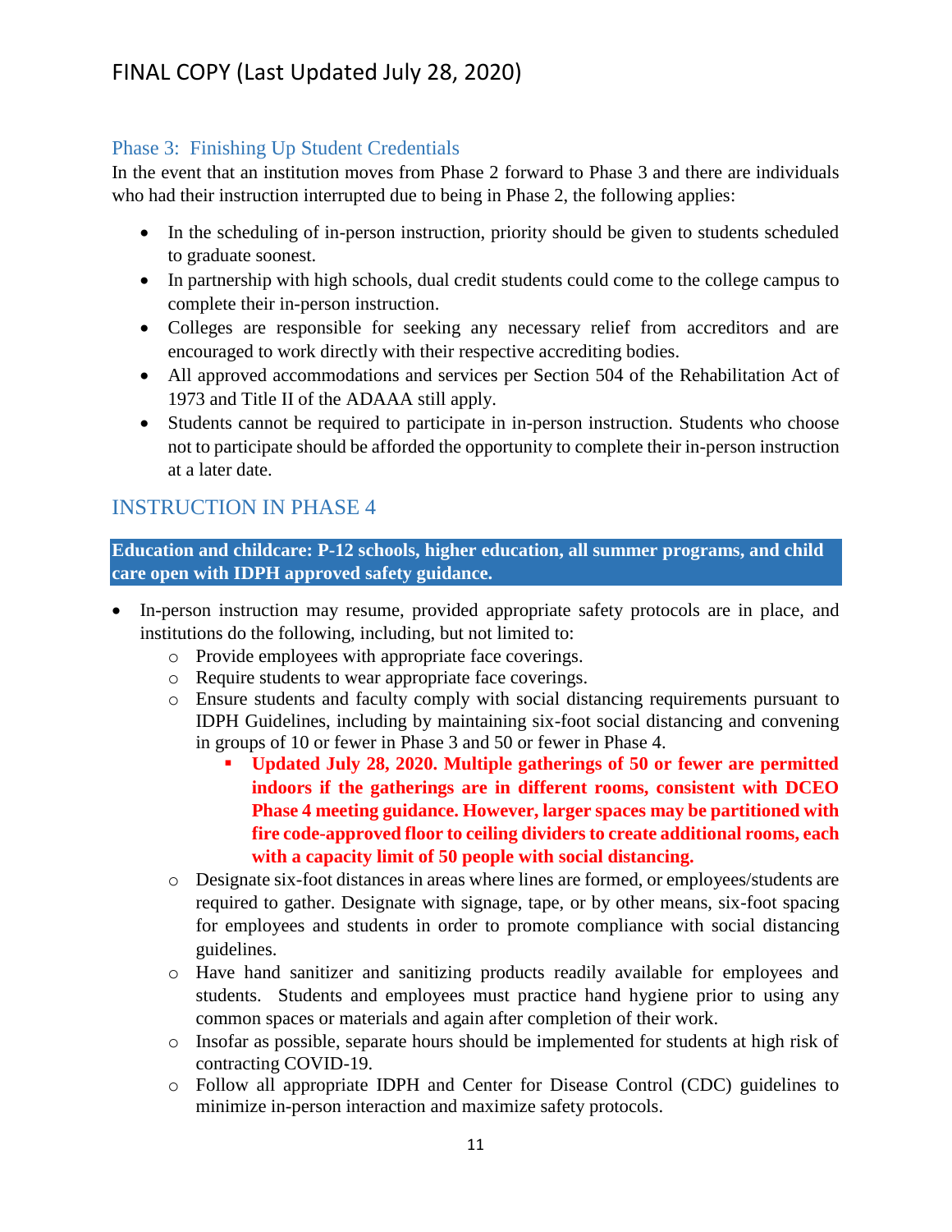### Phase 3: Finishing Up Student Credentials

In the event that an institution moves from Phase 2 forward to Phase 3 and there are individuals who had their instruction interrupted due to being in Phase 2, the following applies:

- In the scheduling of in-person instruction, priority should be given to students scheduled to graduate soonest.
- In partnership with high schools, dual credit students could come to the college campus to complete their in-person instruction.
- Colleges are responsible for seeking any necessary relief from accreditors and are encouraged to work directly with their respective accrediting bodies.
- All approved accommodations and services per Section 504 of the Rehabilitation Act of 1973 and Title II of the ADAAA still apply.
- Students cannot be required to participate in in-person instruction. Students who choose not to participate should be afforded the opportunity to complete their in-person instruction at a later date.

## INSTRUCTION IN PHASE 4

**Education and childcare: P-12 schools, higher education, all summer programs, and child care open with IDPH approved safety guidance.**

- In-person instruction may resume, provided appropriate safety protocols are in place, and institutions do the following, including, but not limited to:
  - Provide employees with appropriate face coverings.
  - Require students to wear appropriate face coverings.
  - Ensure students and faculty comply with social distancing requirements pursuant to IDPH Guidelines, including by maintaining six-foot social distancing and convening in groups of 10 or fewer in Phase 3 and 50 or fewer in Phase 4.
    - **Updated July 28, 2020. Multiple gatherings of 50 or fewer are permitted indoors if the gatherings are in different rooms, consistent with DCEO Phase 4 meeting guidance. However, larger spaces may be partitioned with fire code-approved floor to ceiling dividers to create additional rooms, each with a capacity limit of 50 people with social distancing.**
  - Designate six-foot distances in areas where lines are formed, or employees/students are required to gather. Designate with signage, tape, or by other means, six-foot spacing for employees and students in order to promote compliance with social distancing guidelines.
  - Have hand sanitizer and sanitizing products readily available for employees and students. Students and employees must practice hand hygiene prior to using any common spaces or materials and again after completion of their work.
  - Insofar as possible, separate hours should be implemented for students at high risk of contracting COVID-19.
  - Follow all appropriate IDPH and Center for Disease Control (CDC) guidelines to minimize in-person interaction and maximize safety protocols.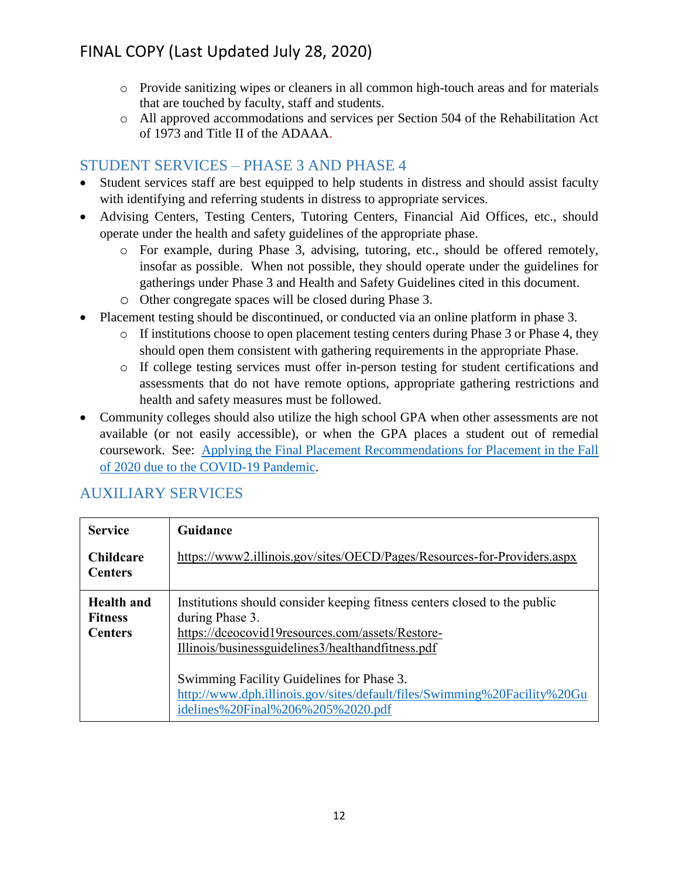- Provide sanitizing wipes or cleaners in all common high-touch areas and for materials that are touched by faculty, staff and students.
- All approved accommodations and services per Section 504 of the Rehabilitation Act of 1973 and Title II of the ADAAA.

## STUDENT SERVICES – PHASE 3 AND PHASE 4

- Student services staff are best equipped to help students in distress and should assist faculty with identifying and referring students in distress to appropriate services.
- Advising Centers, Testing Centers, Tutoring Centers, Financial Aid Offices, etc., should operate under the health and safety guidelines of the appropriate phase.
  - For example, during Phase 3, advising, tutoring, etc., should be offered remotely, insofar as possible. When not possible, they should operate under the guidelines for gatherings under Phase 3 and Health and Safety Guidelines cited in this document.
  - Other congregate spaces will be closed during Phase 3.
- Placement testing should be discontinued, or conducted via an online platform in phase 3.
  - If institutions choose to open placement testing centers during Phase 3 or Phase 4, they should open them consistent with gathering requirements in the appropriate Phase.
  - If college testing services must offer in-person testing for student certifications and assessments that do not have remote options, appropriate gathering restrictions and health and safety measures must be followed.
- Community colleges should also utilize the high school GPA when other assessments are not available (or not easily accessible), or when the GPA places a student out of remedial coursework. See: Applying the Final Placement Recommendations for Placement in the Fall of 2020 due to the COVID-19 Pandemic.

## AUXILIARY SERVICES

| Service | Guidance |
|---|---|
| **Childcare Centers** | https://www2.illinois.gov/sites/OECD/Pages/Resources-for-Providers.aspx |
| **Health and Fitness Centers** | Institutions should consider keeping fitness centers closed to the public during Phase 3. https://dceocovid19resources.com/assets/Restore-Illinois/businessguidelines3/healthandfitness.pdf <br><br> Swimming Facility Guidelines for Phase 3. http://www.dph.illinois.gov/sites/default/files/Swimming%20Facility%20Guidelines%20Final%206%205%2020.pdf |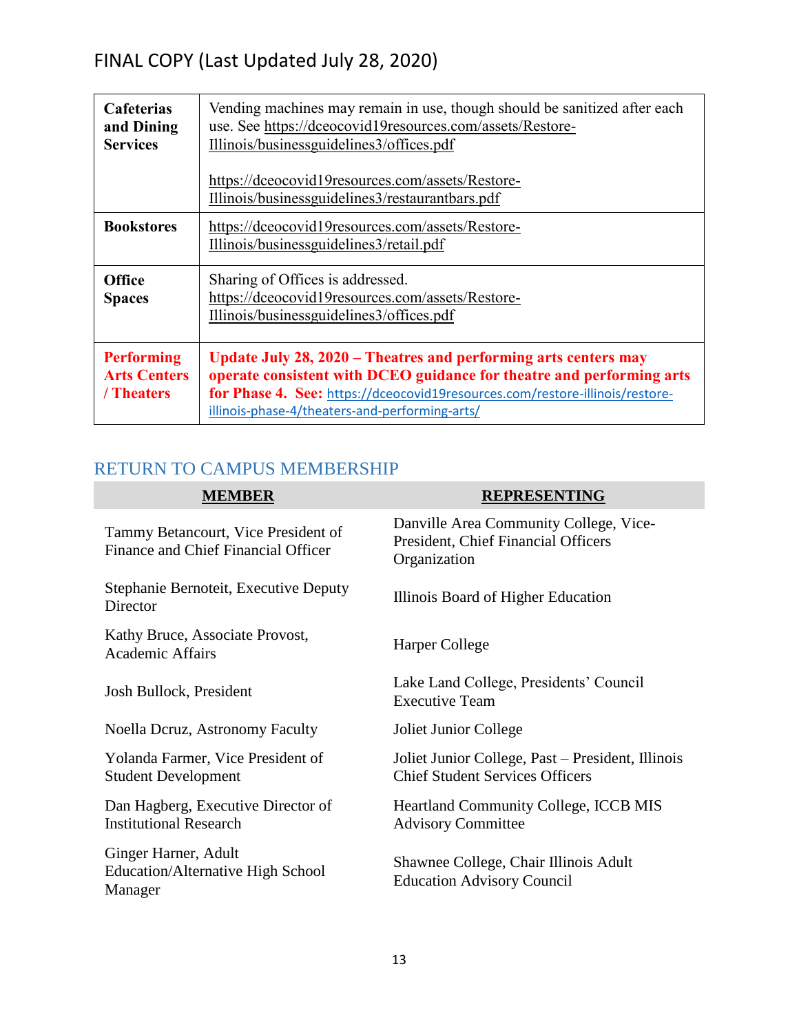| | |
|---|---|
| **Cafeterias and Dining Services** | Vending machines may remain in use, though should be sanitized after each use. See https://dceocovid19resources.com/assets/Restore-Illinois/businessguidelines3/offices.pdf<br><br>https://dceocovid19resources.com/assets/Restore-Illinois/businessguidelines3/restaurantbars.pdf |
| **Bookstores** | https://dceocovid19resources.com/assets/Restore-Illinois/businessguidelines3/retail.pdf |
| **Office Spaces** | Sharing of Offices is addressed. https://dceocovid19resources.com/assets/Restore-Illinois/businessguidelines3/offices.pdf |
| **Performing Arts Centers / Theaters** | **Update July 28, 2020 – Theatres and performing arts centers may operate consistent with DCEO guidance for theatre and performing arts for Phase 4. See:** https://dceocovid19resources.com/restore-illinois/restore-illinois-phase-4/theaters-and-performing-arts/ |

## RETURN TO CAMPUS MEMBERSHIP

| MEMBER | REPRESENTING |
|---|---|
| Tammy Betancourt, Vice President of Finance and Chief Financial Officer | Danville Area Community College, Vice-President, Chief Financial Officers Organization |
| Stephanie Bernoteit, Executive Deputy Director | Illinois Board of Higher Education |
| Kathy Bruce, Associate Provost, Academic Affairs | Harper College |
| Josh Bullock, President | Lake Land College, Presidents' Council Executive Team |
| Noella Dcruz, Astronomy Faculty | Joliet Junior College |
| Yolanda Farmer, Vice President of Student Development | Joliet Junior College, Past – President, Illinois Chief Student Services Officers |
| Dan Hagberg, Executive Director of Institutional Research | Heartland Community College, ICCB MIS Advisory Committee |
| Ginger Harner, Adult Education/Alternative High School Manager | Shawnee College, Chair Illinois Adult Education Advisory Council |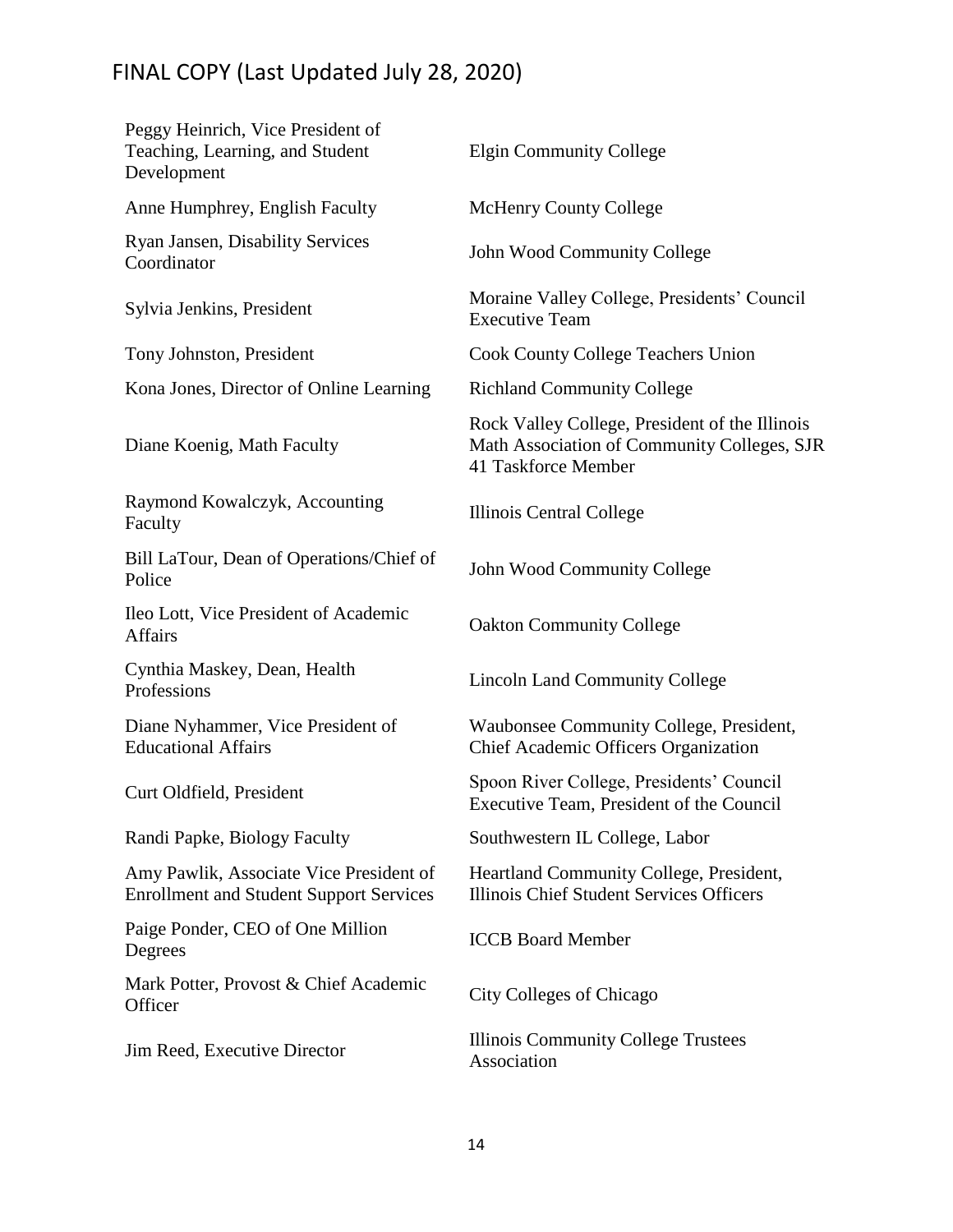FINAL COPY (Last Updated July 28, 2020)

| | |
|---|---|
| Peggy Heinrich, Vice President of Teaching, Learning, and Student Development | Elgin Community College |
| Anne Humphrey, English Faculty | McHenry County College |
| Ryan Jansen, Disability Services Coordinator | John Wood Community College |
| Sylvia Jenkins, President | Moraine Valley College, Presidents' Council Executive Team |
| Tony Johnston, President | Cook County College Teachers Union |
| Kona Jones, Director of Online Learning | Richland Community College |
| Diane Koenig, Math Faculty | Rock Valley College, President of the Illinois Math Association of Community Colleges, SJR 41 Taskforce Member |
| Raymond Kowalczyk, Accounting Faculty | Illinois Central College |
| Bill LaTour, Dean of Operations/Chief of Police | John Wood Community College |
| Ileo Lott, Vice President of Academic Affairs | Oakton Community College |
| Cynthia Maskey, Dean, Health Professions | Lincoln Land Community College |
| Diane Nyhammer, Vice President of Educational Affairs | Waubonsee Community College, President, Chief Academic Officers Organization |
| Curt Oldfield, President | Spoon River College, Presidents' Council Executive Team, President of the Council |
| Randi Papke, Biology Faculty | Southwestern IL College, Labor |
| Amy Pawlik, Associate Vice President of Enrollment and Student Support Services | Heartland Community College, President, Illinois Chief Student Services Officers |
| Paige Ponder, CEO of One Million Degrees | ICCB Board Member |
| Mark Potter, Provost & Chief Academic Officer | City Colleges of Chicago |
| Jim Reed, Executive Director | Illinois Community College Trustees Association |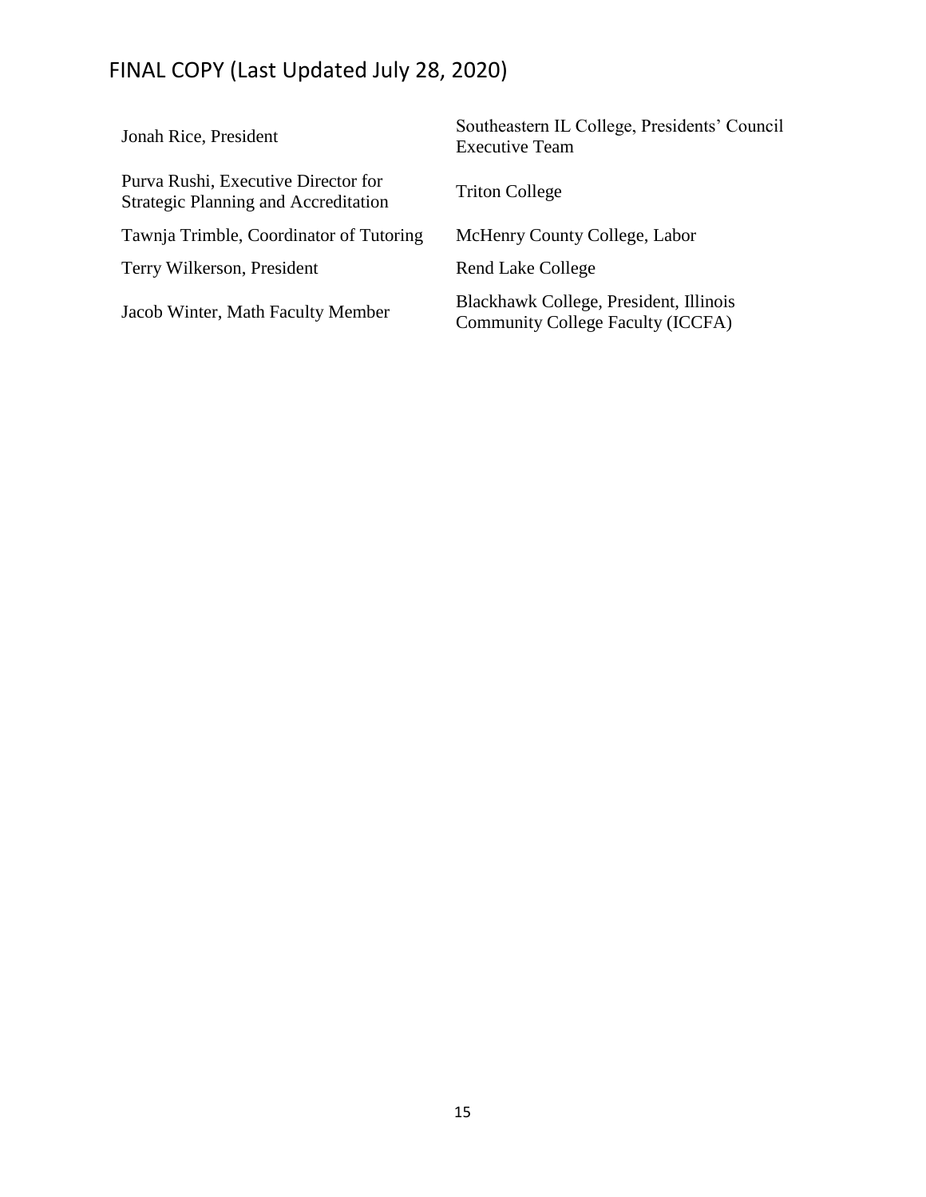| | |
|---|---|
| Jonah Rice, President | Southeastern IL College, Presidents' Council Executive Team |
| Purva Rushi, Executive Director for Strategic Planning and Accreditation | Triton College |
| Tawnja Trimble, Coordinator of Tutoring | McHenry County College, Labor |
| Terry Wilkerson, President | Rend Lake College |
| Jacob Winter, Math Faculty Member | Blackhawk College, President, Illinois Community College Faculty (ICCFA) |